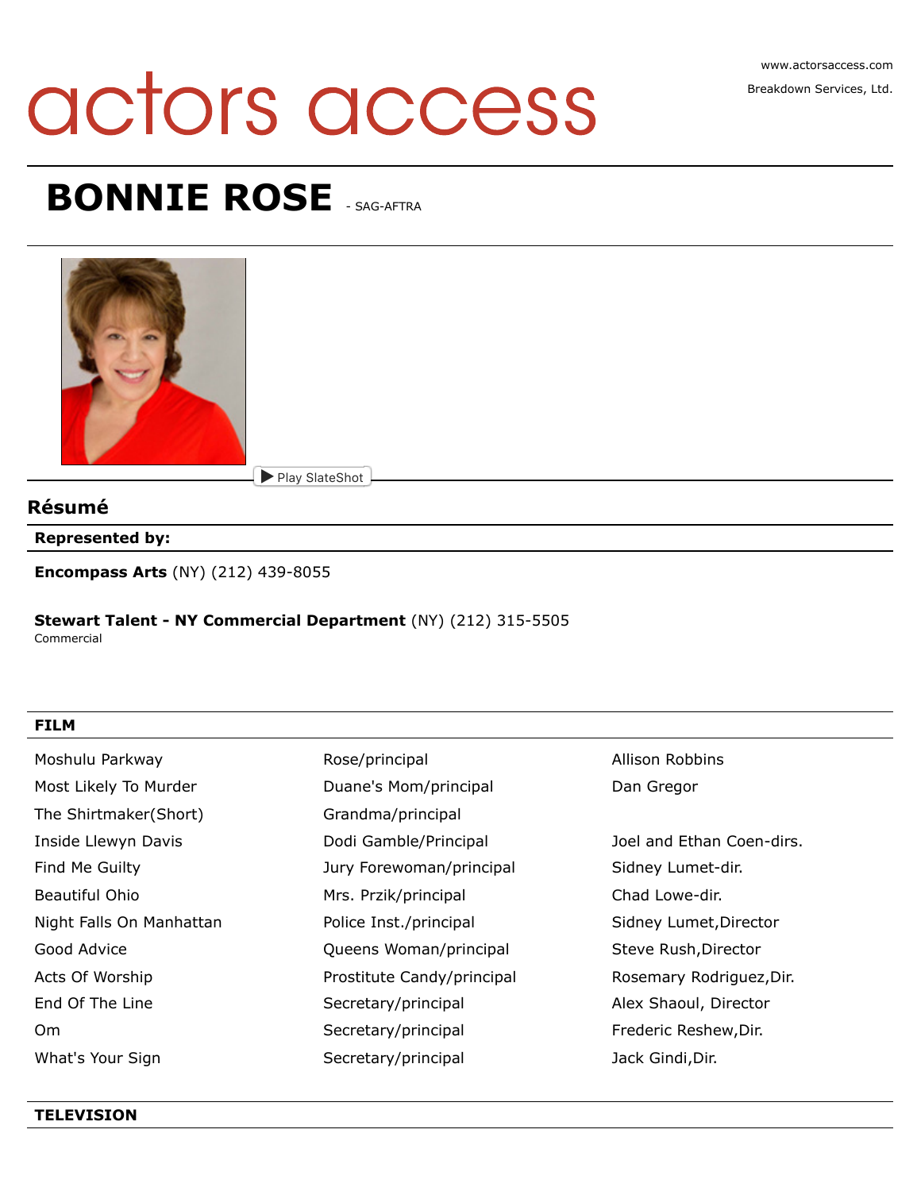actors access

www.actorsaccess.com

Breakdown Services, Ltd.

# BONNIE ROSE - SAG-AFTRA

Play SlateShot

## Résumé

**Represented by:**

**Encompass Arts** (NY) (212) 439-8055

**Stewart Talent - NY Commercial Department** (NY) (212) 315-5505
Commercial

### FILM

| | | |
|---|---|---|
| Moshulu Parkway | Rose/principal | Allison Robbins |
| Most Likely To Murder | Duane's Mom/principal | Dan Gregor |
| The Shirtmaker(Short) | Grandma/principal | |
| Inside Llewyn Davis | Dodi Gamble/Principal | Joel and Ethan Coen-dirs. |
| Find Me Guilty | Jury Forewoman/principal | Sidney Lumet-dir. |
| Beautiful Ohio | Mrs. Przik/principal | Chad Lowe-dir. |
| Night Falls On Manhattan | Police Inst./principal | Sidney Lumet,Director |
| Good Advice | Queens Woman/principal | Steve Rush,Director |
| Acts Of Worship | Prostitute Candy/principal | Rosemary Rodriguez,Dir. |
| End Of The Line | Secretary/principal | Alex Shaoul, Director |
| Om | Secretary/principal | Frederic Reshew,Dir. |
| What's Your Sign | Secretary/principal | Jack Gindi,Dir. |

### TELEVISION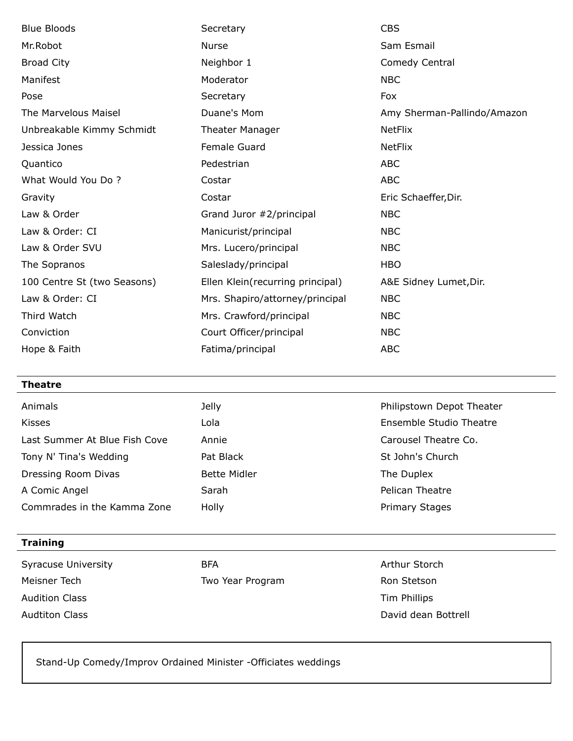| | | |
|---|---|---|
| Blue Bloods | Secretary | CBS |
| Mr.Robot | Nurse | Sam Esmail |
| Broad City | Neighbor 1 | Comedy Central |
| Manifest | Moderator | NBC |
| Pose | Secretary | Fox |
| The Marvelous Maisel | Duane's Mom | Amy Sherman-Pallindo/Amazon |
| Unbreakable Kimmy Schmidt | Theater Manager | NetFlix |
| Jessica Jones | Female Guard | NetFlix |
| Quantico | Pedestrian | ABC |
| What Would You Do ? | Costar | ABC |
| Gravity | Costar | Eric Schaeffer,Dir. |
| Law & Order | Grand Juror #2/principal | NBC |
| Law & Order: CI | Manicurist/principal | NBC |
| Law & Order SVU | Mrs. Lucero/principal | NBC |
| The Sopranos | Saleslady/principal | HBO |
| 100 Centre St (two Seasons) | Ellen Klein(recurring principal) | A&E Sidney Lumet,Dir. |
| Law & Order: CI | Mrs. Shapiro/attorney/principal | NBC |
| Third Watch | Mrs. Crawford/principal | NBC |
| Conviction | Court Officer/principal | NBC |
| Hope & Faith | Fatima/principal | ABC |

**Theatre**

| | | |
|---|---|---|
| Animals | Jelly | Philipstown Depot Theater |
| Kisses | Lola | Ensemble Studio Theatre |
| Last Summer At Blue Fish Cove | Annie | Carousel Theatre Co. |
| Tony N' Tina's Wedding | Pat Black | St John's Church |
| Dressing Room Divas | Bette Midler | The Duplex |
| A Comic Angel | Sarah | Pelican Theatre |
| Commrades in the Kamma Zone | Holly | Primary Stages |

**Training**

| | | |
|---|---|---|
| Syracuse University | BFA | Arthur Storch |
| Meisner Tech | Two Year Program | Ron Stetson |
| Audition Class | | Tim Phillips |
| Audtiton Class | | David dean Bottrell |

Stand-Up Comedy/Improv Ordained Minister -Officiates weddings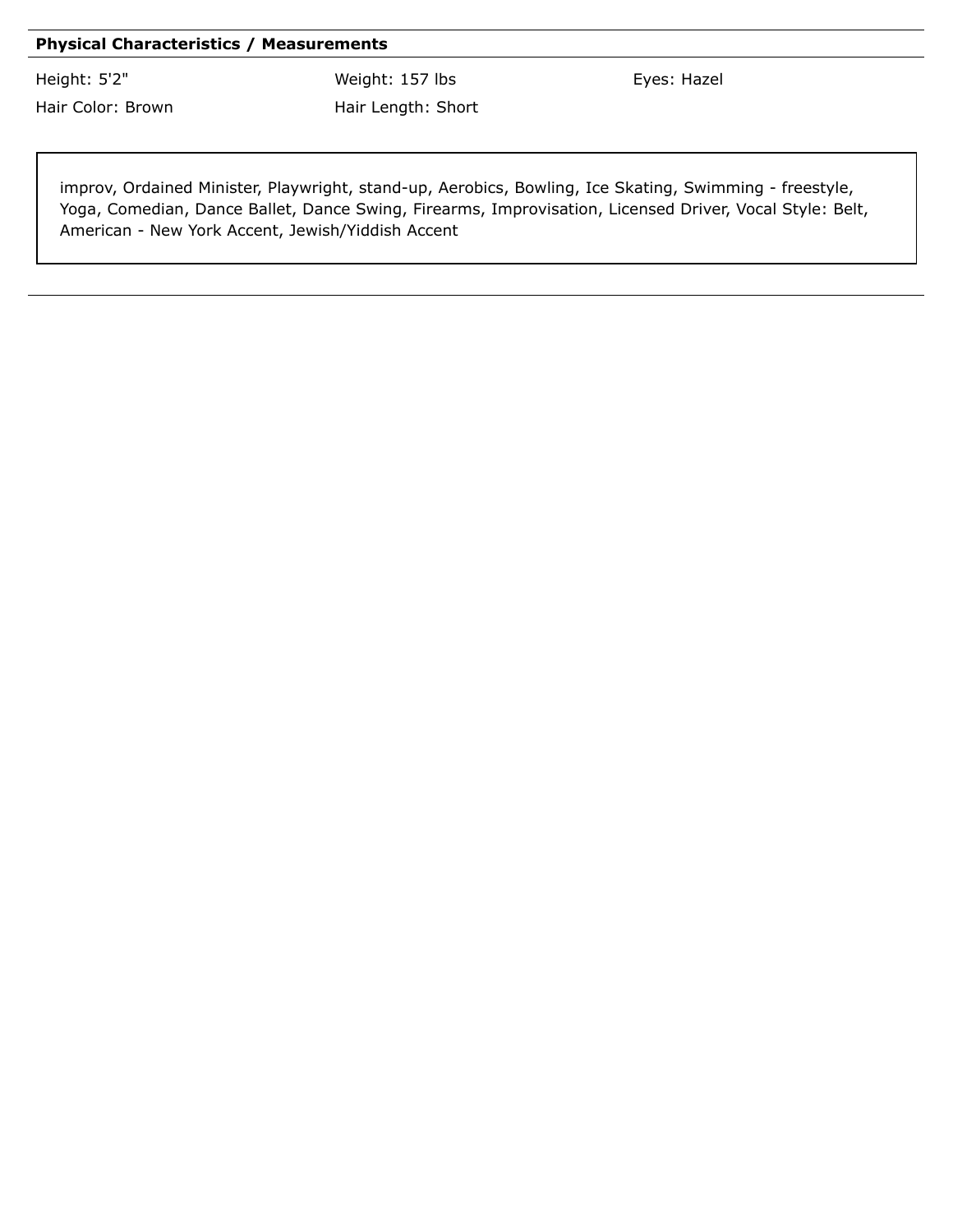## Physical Characteristics / Measurements

| | | |
|---|---|---|
| Height: 5'2" | Weight: 157 lbs | Eyes: Hazel |
| Hair Color: Brown | Hair Length: Short | |

improv, Ordained Minister, Playwright, stand-up, Aerobics, Bowling, Ice Skating, Swimming - freestyle, Yoga, Comedian, Dance Ballet, Dance Swing, Firearms, Improvisation, Licensed Driver, Vocal Style: Belt, American - New York Accent, Jewish/Yiddish Accent